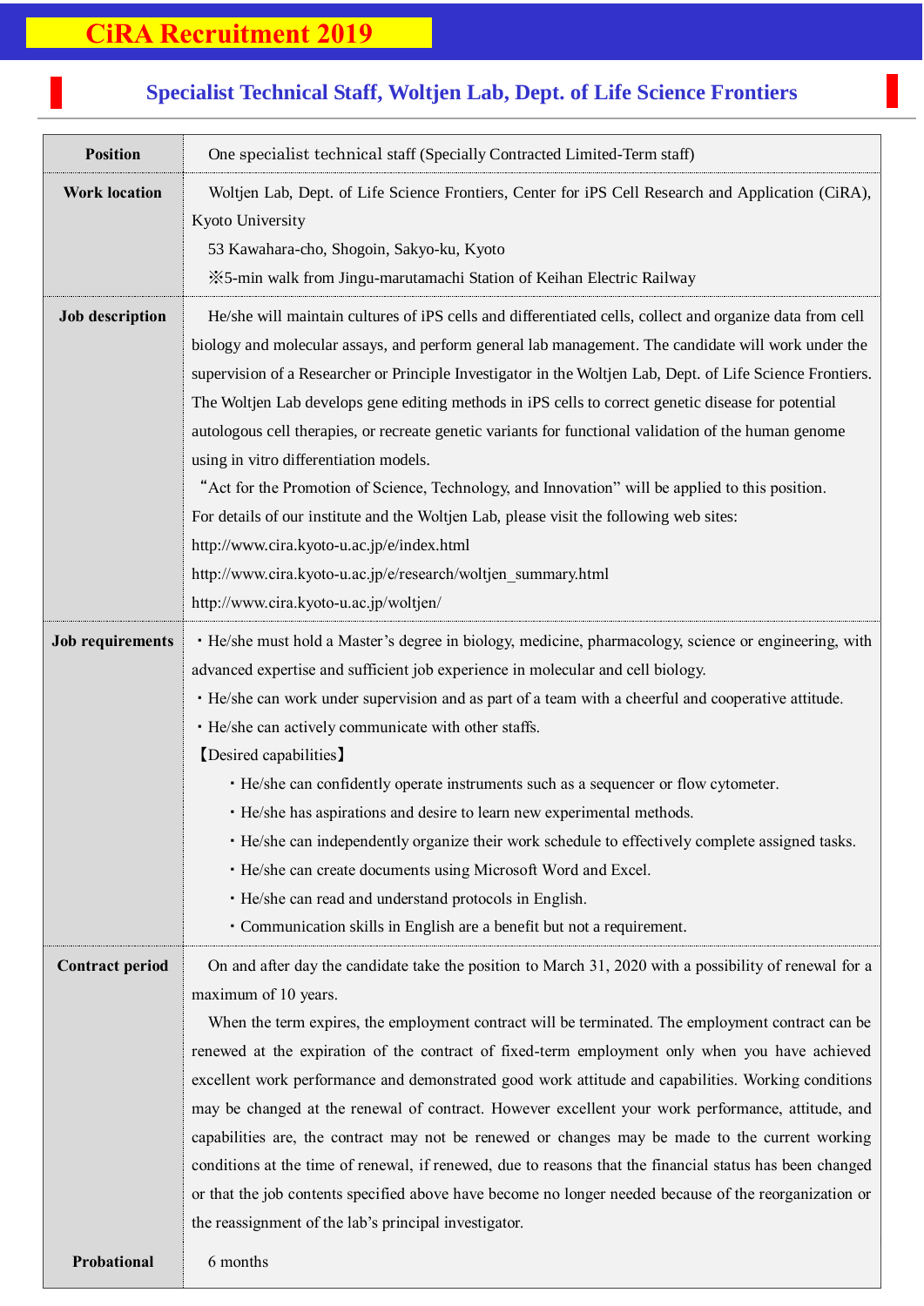# CiRA Recruitment 2019

## Specialist Technical Staff, Woltjen Lab, Dept. of Life Science Frontiers

| | |
|---|---|
| **Position** | One specialist technical staff (Specially Contracted Limited-Term staff) |
| **Work location** | Woltjen Lab, Dept. of Life Science Frontiers, Center for iPS Cell Research and Application (CiRA), Kyoto University<br>53 Kawahara-cho, Shogoin, Sakyo-ku, Kyoto<br>※5-min walk from Jingu-marutamachi Station of Keihan Electric Railway |
| **Job description** | He/she will maintain cultures of iPS cells and differentiated cells, collect and organize data from cell biology and molecular assays, and perform general lab management. The candidate will work under the supervision of a Researcher or Principle Investigator in the Woltjen Lab, Dept. of Life Science Frontiers. The Woltjen Lab develops gene editing methods in iPS cells to correct genetic disease for potential autologous cell therapies, or recreate genetic variants for functional validation of the human genome using in vitro differentiation models.<br>"Act for the Promotion of Science, Technology, and Innovation" will be applied to this position.<br>For details of our institute and the Woltjen Lab, please visit the following web sites:<br>http://www.cira.kyoto-u.ac.jp/e/index.html<br>http://www.cira.kyoto-u.ac.jp/e/research/woltjen_summary.html<br>http://www.cira.kyoto-u.ac.jp/woltjen/ |
| **Job requirements** | ・He/she must hold a Master's degree in biology, medicine, pharmacology, science or engineering, with advanced expertise and sufficient job experience in molecular and cell biology.<br>・He/she can work under supervision and as part of a team with a cheerful and cooperative attitude.<br>・He/she can actively communicate with other staffs.<br>【Desired capabilities】<br>・He/she can confidently operate instruments such as a sequencer or flow cytometer.<br>・He/she has aspirations and desire to learn new experimental methods.<br>・He/she can independently organize their work schedule to effectively complete assigned tasks.<br>・He/she can create documents using Microsoft Word and Excel.<br>・He/she can read and understand protocols in English.<br>・Communication skills in English are a benefit but not a requirement. |
| **Contract period** | On and after day the candidate take the position to March 31, 2020 with a possibility of renewal for a maximum of 10 years.<br>When the term expires, the employment contract will be terminated. The employment contract can be renewed at the expiration of the contract of fixed-term employment only when you have achieved excellent work performance and demonstrated good work attitude and capabilities. Working conditions may be changed at the renewal of contract. However excellent your work performance, attitude, and capabilities are, the contract may not be renewed or changes may be made to the current working conditions at the time of renewal, if renewed, due to reasons that the financial status has been changed or that the job contents specified above have become no longer needed because of the reorganization or the reassignment of the lab's principal investigator. |
| **Probational** | 6 months |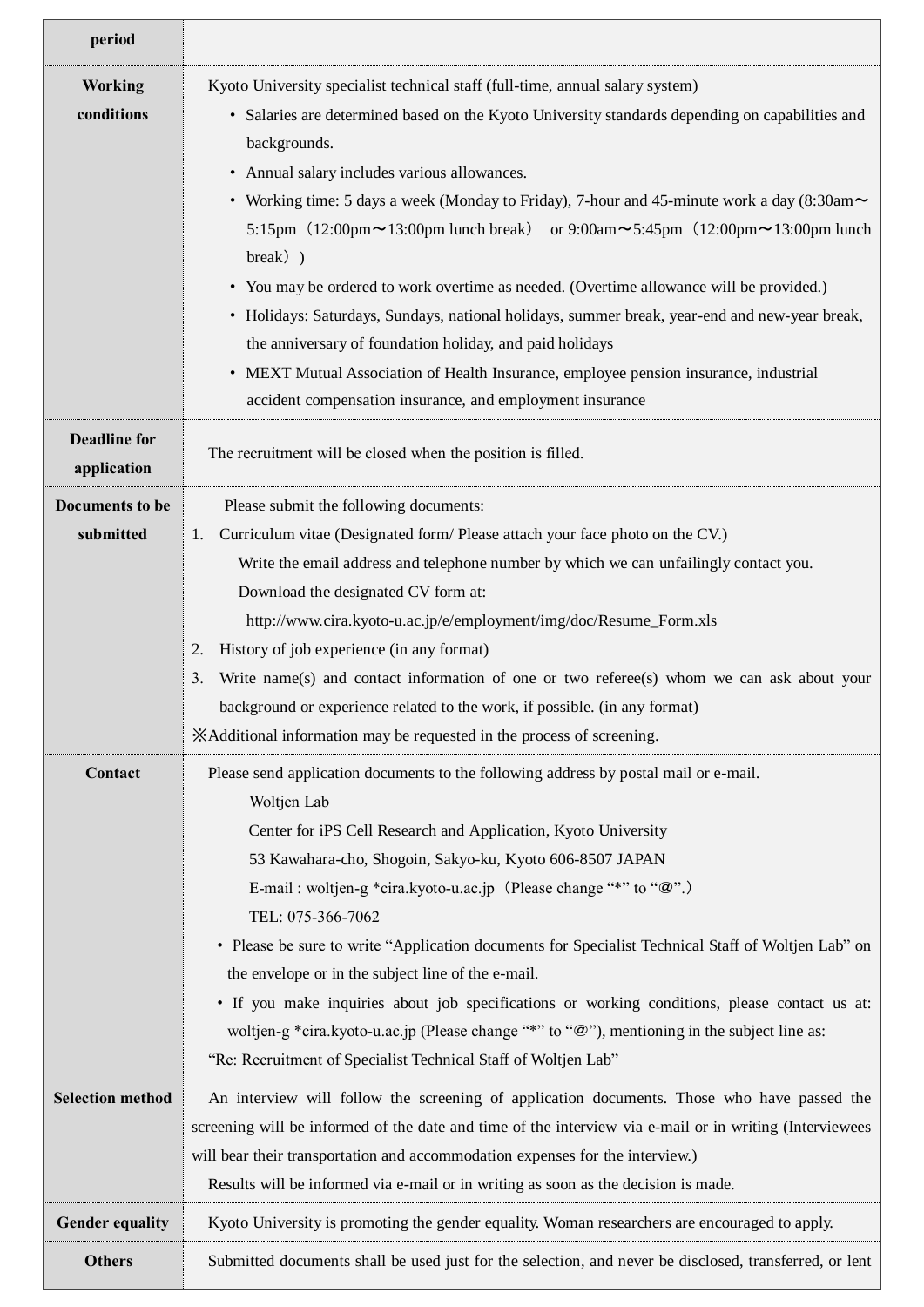| | |
|---|---|
| **period** | |
| **Working conditions** | Kyoto University specialist technical staff (full-time, annual salary system)<br>• Salaries are determined based on the Kyoto University standards depending on capabilities and backgrounds.<br>• Annual salary includes various allowances.<br>• Working time: 5 days a week (Monday to Friday), 7-hour and 45-minute work a day (8:30am〜5:15pm（12:00pm〜13:00pm lunch break） or 9:00am〜5:45pm（12:00pm〜13:00pm lunch break）)<br>• You may be ordered to work overtime as needed. (Overtime allowance will be provided.)<br>• Holidays: Saturdays, Sundays, national holidays, summer break, year-end and new-year break, the anniversary of foundation holiday, and paid holidays<br>• MEXT Mutual Association of Health Insurance, employee pension insurance, industrial accident compensation insurance, and employment insurance |
| **Deadline for application** | The recruitment will be closed when the position is filled. |
| **Documents to be submitted** | Please submit the following documents:<br>1. Curriculum vitae (Designated form/ Please attach your face photo on the CV.)<br>Write the email address and telephone number by which we can unfailingly contact you.<br>Download the designated CV form at:<br>http://www.cira.kyoto-u.ac.jp/e/employment/img/doc/Resume_Form.xls<br>2. History of job experience (in any format)<br>3. Write name(s) and contact information of one or two referee(s) whom we can ask about your background or experience related to the work, if possible. (in any format)<br>※Additional information may be requested in the process of screening. |
| **Contact** | Please send application documents to the following address by postal mail or e-mail.<br>Woltjen Lab<br>Center for iPS Cell Research and Application, Kyoto University<br>53 Kawahara-cho, Shogoin, Sakyo-ku, Kyoto 606-8507 JAPAN<br>E-mail : woltjen-g *cira.kyoto-u.ac.jp（Please change "*" to "＠".）<br>TEL: 075-366-7062<br>• Please be sure to write "Application documents for Specialist Technical Staff of Woltjen Lab" on the envelope or in the subject line of the e-mail.<br>• If you make inquiries about job specifications or working conditions, please contact us at: woltjen-g *cira.kyoto-u.ac.jp (Please change "*" to "＠"), mentioning in the subject line as:<br>"Re: Recruitment of Specialist Technical Staff of Woltjen Lab" |
| **Selection method** | An interview will follow the screening of application documents. Those who have passed the screening will be informed of the date and time of the interview via e-mail or in writing (Interviewees will bear their transportation and accommodation expenses for the interview.)<br>Results will be informed via e-mail or in writing as soon as the decision is made. |
| **Gender equality** | Kyoto University is promoting the gender equality. Woman researchers are encouraged to apply. |
| **Others** | Submitted documents shall be used just for the selection, and never be disclosed, transferred, or lent |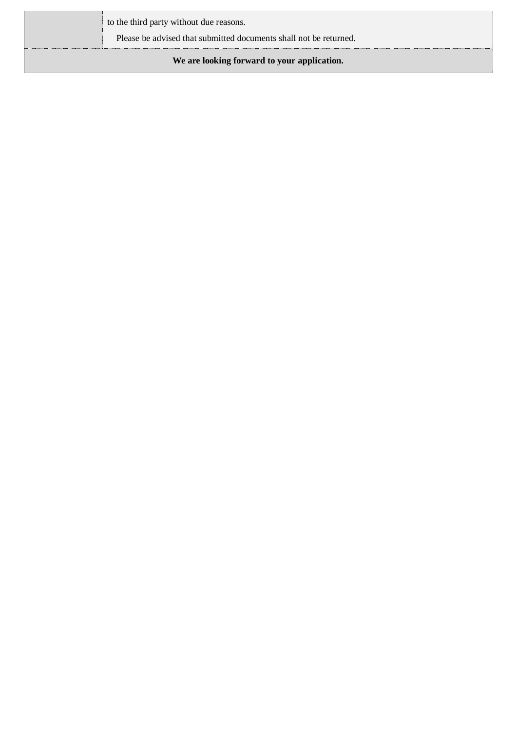| | |
|---|---|
| | to the third party without due reasons.<br>Please be advised that submitted documents shall not be returned. |

**We are looking forward to your application.**